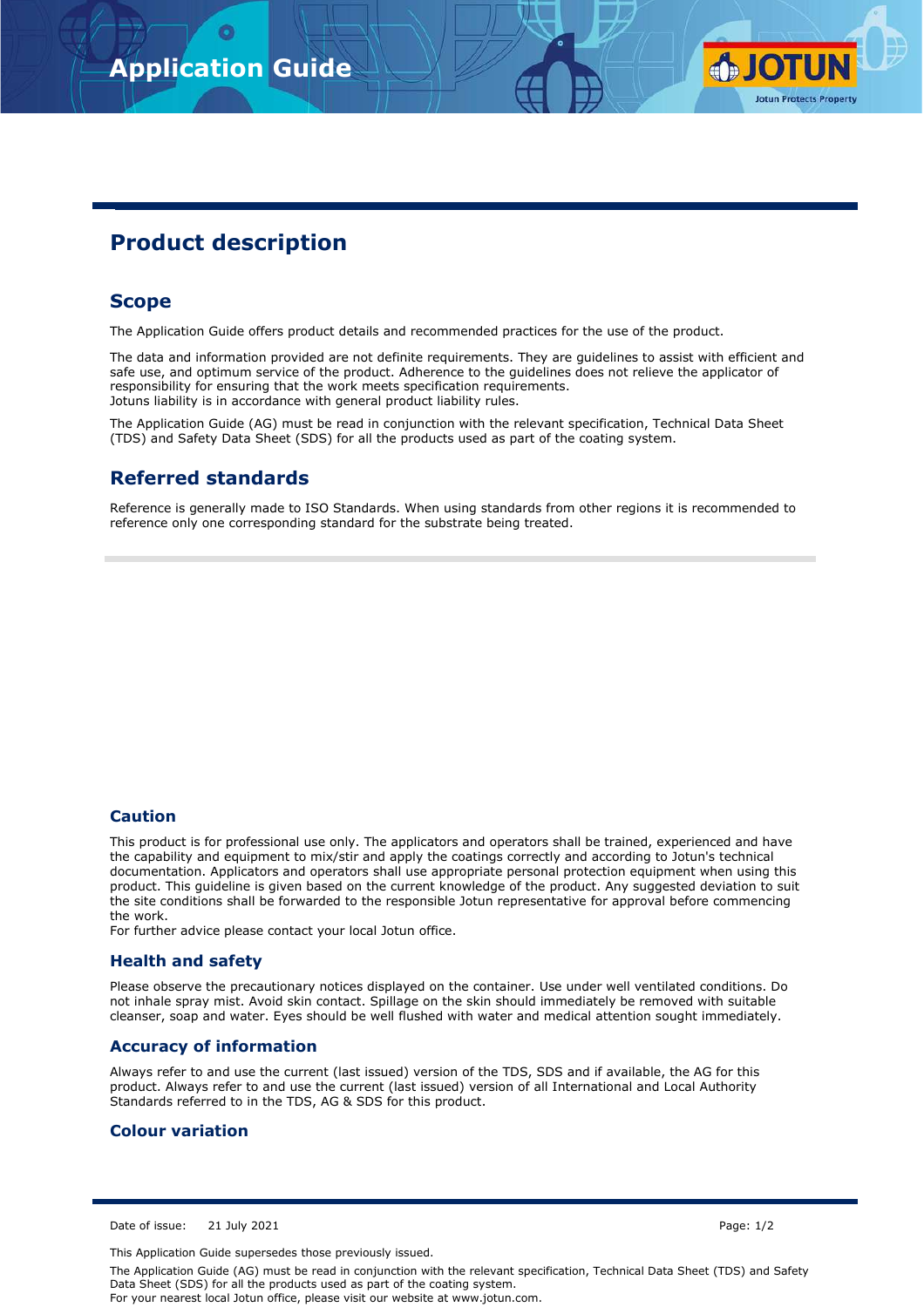# Application Guide

## Product description

### Scope

The Application Guide offers product details and recommended practices for the use of the product.

The data and information provided are not definite requirements. They are guidelines to assist with efficient and safe use, and optimum service of the product. Adherence to the guidelines does not relieve the applicator of responsibility for ensuring that the work meets specification requirements.
Jotuns liability is in accordance with general product liability rules.

The Application Guide (AG) must be read in conjunction with the relevant specification, Technical Data Sheet (TDS) and Safety Data Sheet (SDS) for all the products used as part of the coating system.

### Referred standards

Reference is generally made to ISO Standards. When using standards from other regions it is recommended to reference only one corresponding standard for the substrate being treated.

### Caution

This product is for professional use only. The applicators and operators shall be trained, experienced and have the capability and equipment to mix/stir and apply the coatings correctly and according to Jotun's technical documentation. Applicators and operators shall use appropriate personal protection equipment when using this product. This guideline is given based on the current knowledge of the product. Any suggested deviation to suit the site conditions shall be forwarded to the responsible Jotun representative for approval before commencing the work.
For further advice please contact your local Jotun office.

### Health and safety

Please observe the precautionary notices displayed on the container. Use under well ventilated conditions. Do not inhale spray mist. Avoid skin contact. Spillage on the skin should immediately be removed with suitable cleanser, soap and water. Eyes should be well flushed with water and medical attention sought immediately.

### Accuracy of information

Always refer to and use the current (last issued) version of the TDS, SDS and if available, the AG for this product. Always refer to and use the current (last issued) version of all International and Local Authority Standards referred to in the TDS, AG & SDS for this product.

### Colour variation

Date of issue: 21 July 2021

This Application Guide supersedes those previously issued.

The Application Guide (AG) must be read in conjunction with the relevant specification, Technical Data Sheet (TDS) and Safety Data Sheet (SDS) for all the products used as part of the coating system.
For your nearest local Jotun office, please visit our website at www.jotun.com.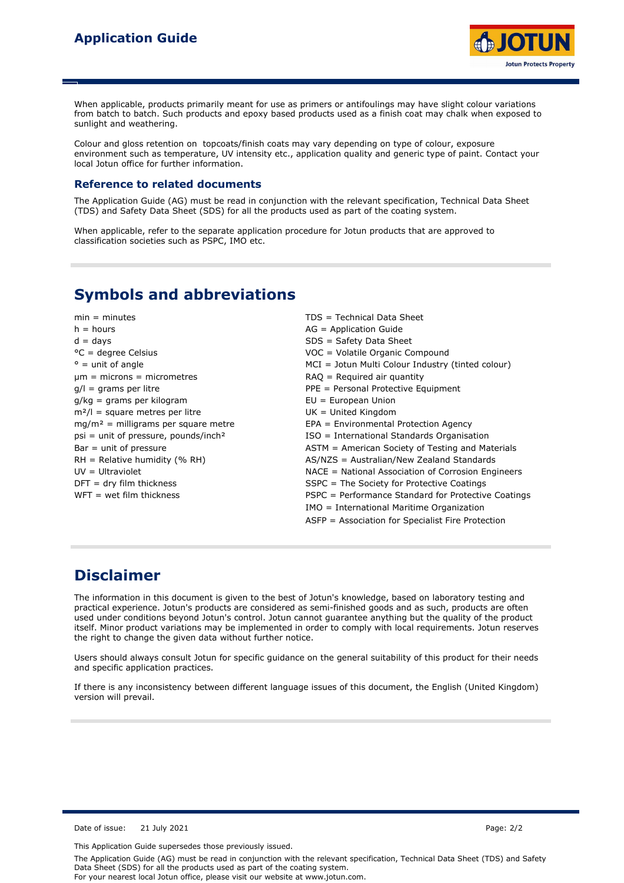When applicable, products primarily meant for use as primers or antifoulings may have slight colour variations from batch to batch. Such products and epoxy based products used as a finish coat may chalk when exposed to sunlight and weathering.

Colour and gloss retention on topcoats/finish coats may vary depending on type of colour, exposure environment such as temperature, UV intensity etc., application quality and generic type of paint. Contact your local Jotun office for further information.

### Reference to related documents

The Application Guide (AG) must be read in conjunction with the relevant specification, Technical Data Sheet (TDS) and Safety Data Sheet (SDS) for all the products used as part of the coating system.

When applicable, refer to the separate application procedure for Jotun products that are approved to classification societies such as PSPC, IMO etc.

## Symbols and abbreviations

min = minutes
h = hours
d = days
°C = degree Celsius
° = unit of angle
µm = microns = micrometres
g/l = grams per litre
g/kg = grams per kilogram
m²/l = square metres per litre
mg/m² = milligrams per square metre
psi = unit of pressure, pounds/inch²
Bar = unit of pressure
RH = Relative humidity (% RH)
UV = Ultraviolet
DFT = dry film thickness
WFT = wet film thickness

TDS = Technical Data Sheet
AG = Application Guide
SDS = Safety Data Sheet
VOC = Volatile Organic Compound
MCI = Jotun Multi Colour Industry (tinted colour)
RAQ = Required air quantity
PPE = Personal Protective Equipment
EU = European Union
UK = United Kingdom
EPA = Environmental Protection Agency
ISO = International Standards Organisation
ASTM = American Society of Testing and Materials
AS/NZS = Australian/New Zealand Standards
NACE = National Association of Corrosion Engineers
SSPC = The Society for Protective Coatings
PSPC = Performance Standard for Protective Coatings
IMO = International Maritime Organization
ASFP = Association for Specialist Fire Protection

## Disclaimer

The information in this document is given to the best of Jotun's knowledge, based on laboratory testing and practical experience. Jotun's products are considered as semi-finished goods and as such, products are often used under conditions beyond Jotun's control. Jotun cannot guarantee anything but the quality of the product itself. Minor product variations may be implemented in order to comply with local requirements. Jotun reserves the right to change the given data without further notice.

Users should always consult Jotun for specific guidance on the general suitability of this product for their needs and specific application practices.

If there is any inconsistency between different language issues of this document, the English (United Kingdom) version will prevail.